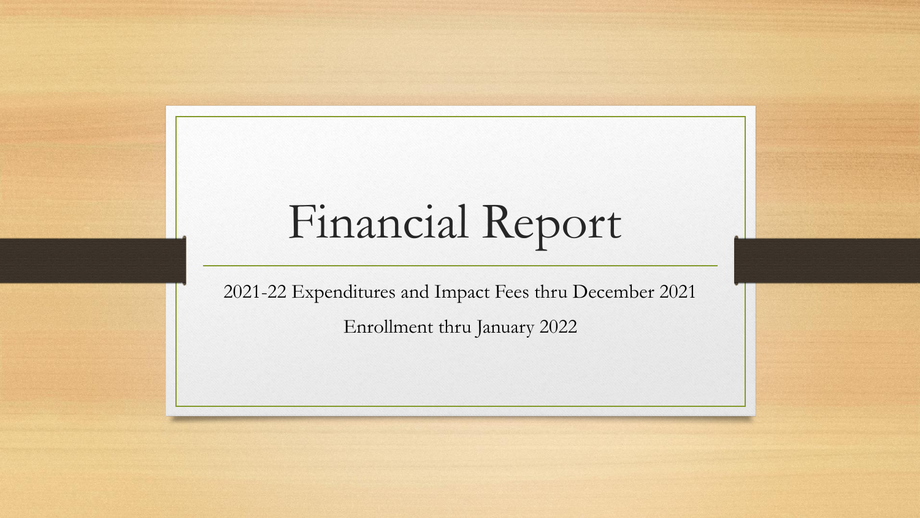# Financial Report

2021-22 Expenditures and Impact Fees thru December 2021

Enrollment thru January 2022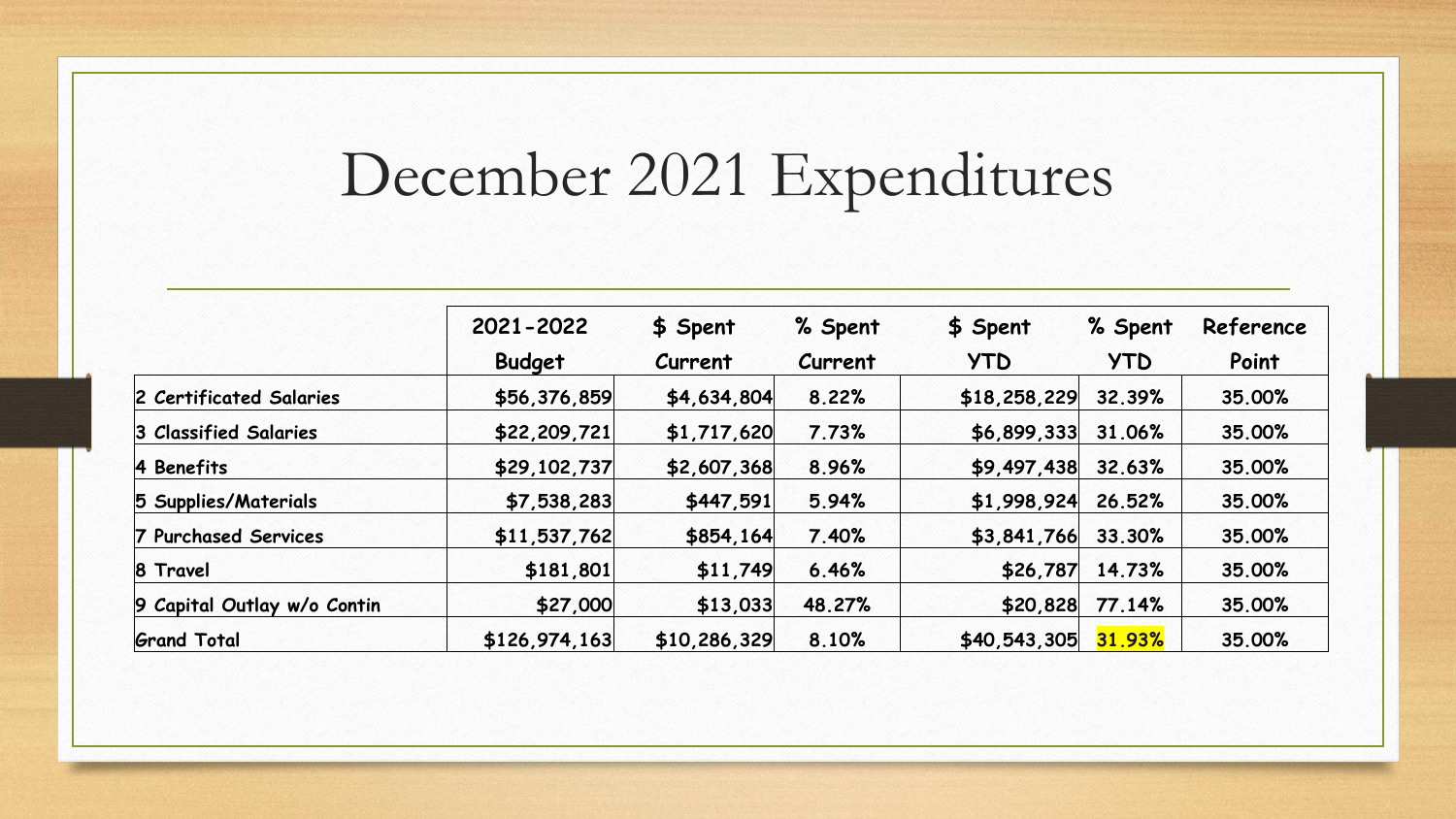# December 2021 Expenditures

| | 2021-2022 Budget | $ Spent Current | % Spent Current | $ Spent YTD | % Spent YTD | Reference Point |
|---|---|---|---|---|---|---|
| 2 Certificated Salaries | $56,376,859 | $4,634,804 | 8.22% | $18,258,229 | 32.39% | 35.00% |
| 3 Classified Salaries | $22,209,721 | $1,717,620 | 7.73% | $6,899,333 | 31.06% | 35.00% |
| 4 Benefits | $29,102,737 | $2,607,368 | 8.96% | $9,497,438 | 32.63% | 35.00% |
| 5 Supplies/Materials | $7,538,283 | $447,591 | 5.94% | $1,998,924 | 26.52% | 35.00% |
| 7 Purchased Services | $11,537,762 | $854,164 | 7.40% | $3,841,766 | 33.30% | 35.00% |
| 8 Travel | $181,801 | $11,749 | 6.46% | $26,787 | 14.73% | 35.00% |
| 9 Capital Outlay w/o Contin | $27,000 | $13,033 | 48.27% | $20,828 | 77.14% | 35.00% |
| Grand Total | $126,974,163 | $10,286,329 | 8.10% | $40,543,305 | 31.93% | 35.00% |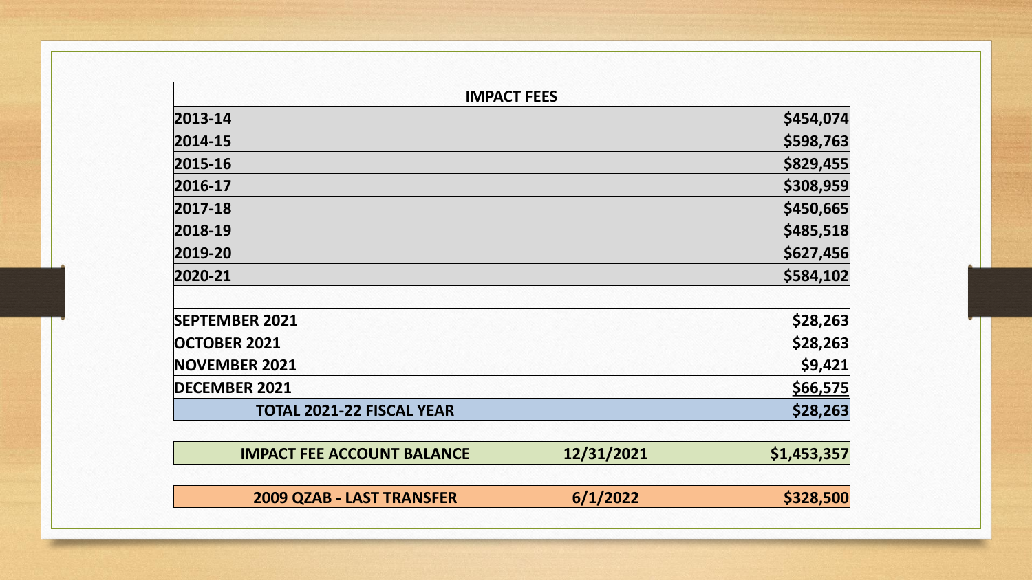| IMPACT FEES | | |
|---|---|---|
| 2013-14 | | $454,074 |
| 2014-15 | | $598,763 |
| 2015-16 | | $829,455 |
| 2016-17 | | $308,959 |
| 2017-18 | | $450,665 |
| 2018-19 | | $485,518 |
| 2019-20 | | $627,456 |
| 2020-21 | | $584,102 |
| | | |
| SEPTEMBER 2021 | | $28,263 |
| OCTOBER 2021 | | $28,263 |
| NOVEMBER 2021 | | $9,421 |
| DECEMBER 2021 | | $66,575 |
| TOTAL 2021-22 FISCAL YEAR | | $28,263 |

| IMPACT FEE ACCOUNT BALANCE | 12/31/2021 | $1,453,357 |
|---|---|---|

| 2009 QZAB - LAST TRANSFER | 6/1/2022 | $328,500 |
|---|---|---|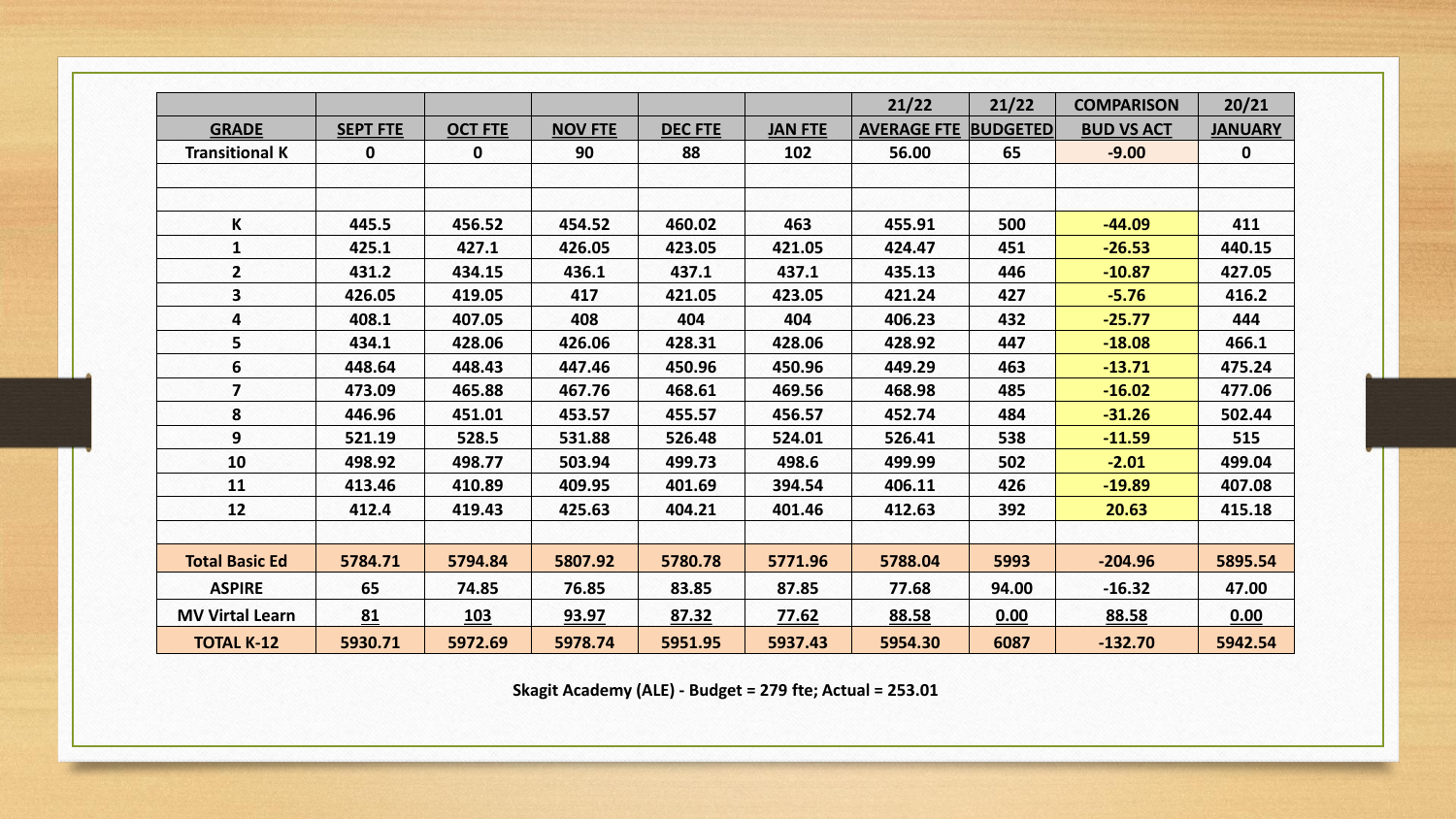| | | | | | | 21/22 | 21/22 | COMPARISON | 20/21 |
|---|---|---|---|---|---|---|---|---|---|
| **GRADE** | **SEPT FTE** | **OCT FTE** | **NOV FTE** | **DEC FTE** | **JAN FTE** | **AVERAGE FTE** | **BUDGETED** | **BUD VS ACT** | **JANUARY** |
| **Transitional K** | 0 | 0 | 90 | 88 | 102 | 56.00 | 65 | -9.00 | 0 |
| | | | | | | | | | |
| | | | | | | | | | |
| **K** | 445.5 | 456.52 | 454.52 | 460.02 | 463 | 455.91 | 500 | -44.09 | 411 |
| **1** | 425.1 | 427.1 | 426.05 | 423.05 | 421.05 | 424.47 | 451 | -26.53 | 440.15 |
| **2** | 431.2 | 434.15 | 436.1 | 437.1 | 437.1 | 435.13 | 446 | -10.87 | 427.05 |
| **3** | 426.05 | 419.05 | 417 | 421.05 | 423.05 | 421.24 | 427 | -5.76 | 416.2 |
| **4** | 408.1 | 407.05 | 408 | 404 | 404 | 406.23 | 432 | -25.77 | 444 |
| **5** | 434.1 | 428.06 | 426.06 | 428.31 | 428.06 | 428.92 | 447 | -18.08 | 466.1 |
| **6** | 448.64 | 448.43 | 447.46 | 450.96 | 450.96 | 449.29 | 463 | -13.71 | 475.24 |
| **7** | 473.09 | 465.88 | 467.76 | 468.61 | 469.56 | 468.98 | 485 | -16.02 | 477.06 |
| **8** | 446.96 | 451.01 | 453.57 | 455.57 | 456.57 | 452.74 | 484 | -31.26 | 502.44 |
| **9** | 521.19 | 528.5 | 531.88 | 526.48 | 524.01 | 526.41 | 538 | -11.59 | 515 |
| **10** | 498.92 | 498.77 | 503.94 | 499.73 | 498.6 | 499.99 | 502 | -2.01 | 499.04 |
| **11** | 413.46 | 410.89 | 409.95 | 401.69 | 394.54 | 406.11 | 426 | -19.89 | 407.08 |
| **12** | 412.4 | 419.43 | 425.63 | 404.21 | 401.46 | 412.63 | 392 | 20.63 | 415.18 |
| | | | | | | | | | |
| **Total Basic Ed** | 5784.71 | 5794.84 | 5807.92 | 5780.78 | 5771.96 | 5788.04 | 5993 | -204.96 | 5895.54 |
| **ASPIRE** | 65 | 74.85 | 76.85 | 83.85 | 87.85 | 77.68 | 94.00 | -16.32 | 47.00 |
| **MV Virtal Learn** | 81 | 103 | 93.97 | 87.32 | 77.62 | 88.58 | 0.00 | 88.58 | 0.00 |
| **TOTAL K-12** | 5930.71 | 5972.69 | 5978.74 | 5951.95 | 5937.43 | 5954.30 | 6087 | -132.70 | 5942.54 |

**Skagit Academy (ALE) - Budget = 279 fte; Actual = 253.01**